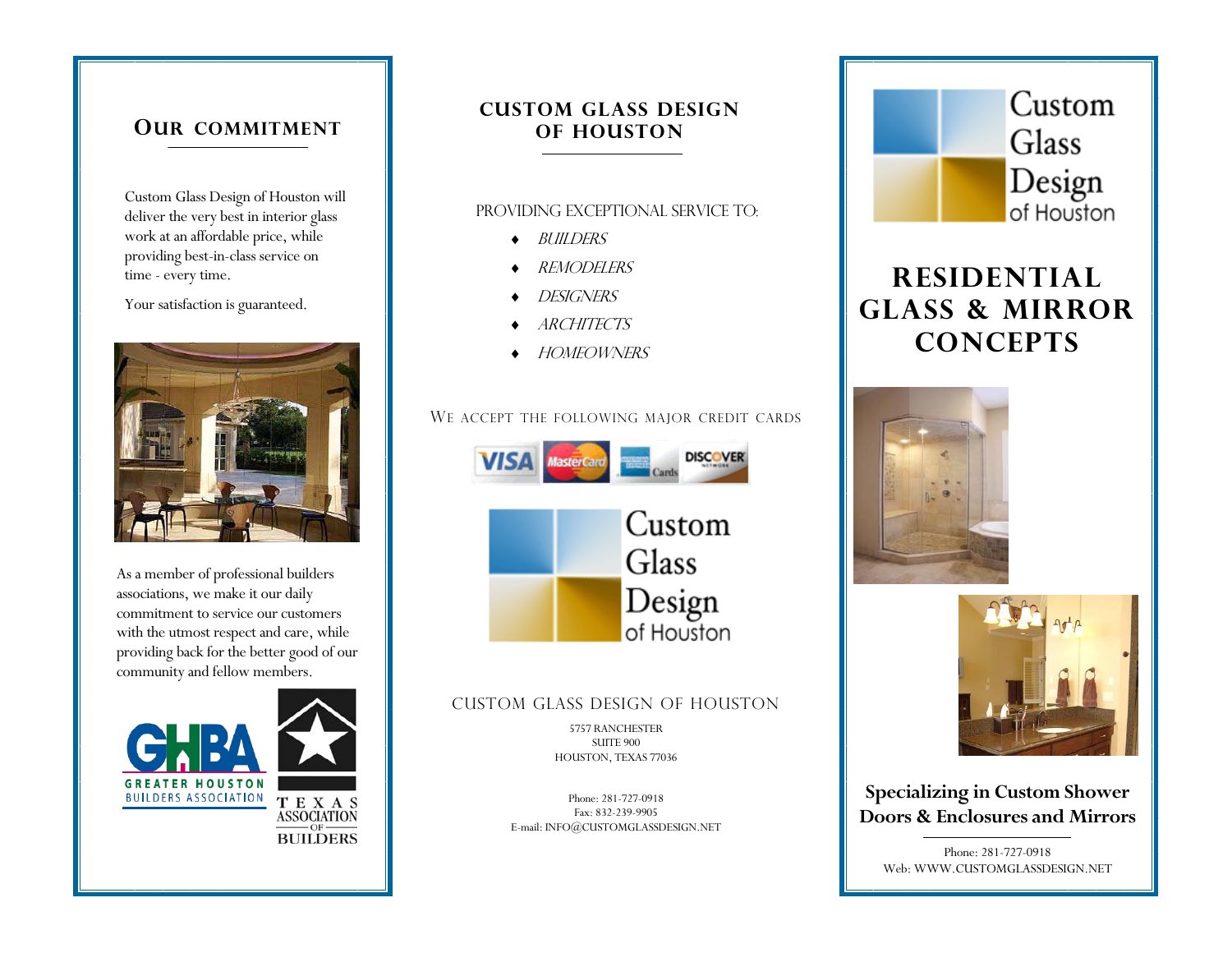## Our commitment

Custom Glass Design of Houston will deliver the very best in interior glass work at an affordable price, while providing best-in-class service on time - every time.

Your satisfaction is guaranteed.

As a member of professional builders associations, we make it our daily commitment to service our customers with the utmost respect and care, while providing back for the better good of our community and fellow members.

GHBA GREATER HOUSTON BUILDERS ASSOCIATION

TEXAS ASSOCIATION OF BUILDERS

## CUSTOM GLASS DESIGN OF HOUSTON

PROVIDING EXCEPTIONAL SERVICE TO:

- *BUILDERS*
- *REMODELERS*
- *DESIGNERS*
- *ARCHITECTS*
- *HOMEOWNERS*

WE ACCEPT THE FOLLOWING MAJOR CREDIT CARDS

VISA MasterCard American Express Cards DISCOVER NETWORK

Custom Glass Design of Houston

CUSTOM GLASS DESIGN OF HOUSTON

5757 RANCHESTER
SUITE 900
HOUSTON, TEXAS 77036

Phone: 281-727-0918
Fax: 832-239-9905
E-mail: INFO@CUSTOMGLASSDESIGN.NET

Custom Glass Design of Houston

# RESIDENTIAL GLASS & MIRROR CONCEPTS

**Specializing in Custom Shower Doors & Enclosures and Mirrors**

Phone: 281-727-0918
Web: WWW.CUSTOMGLASSDESIGN.NET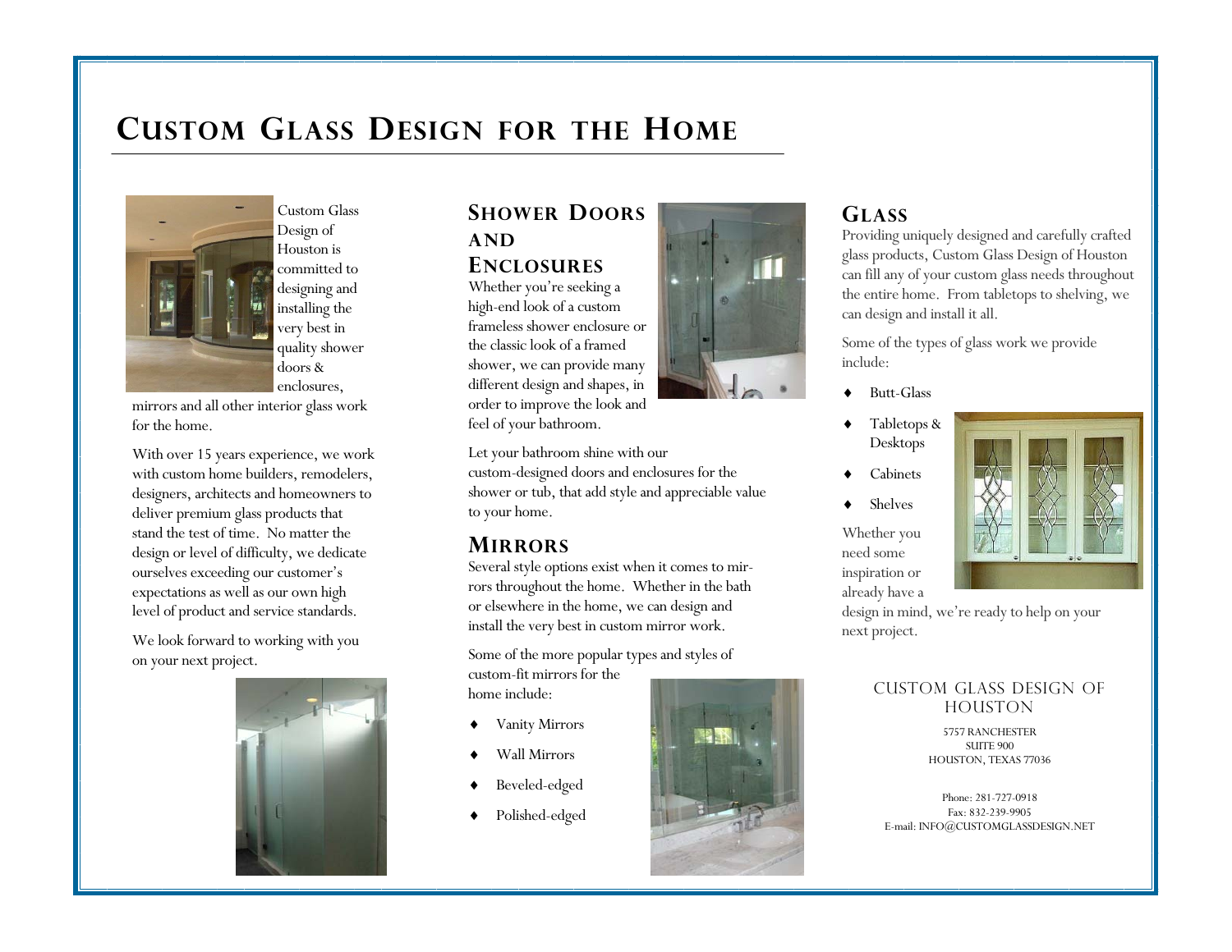# Custom Glass Design for the Home

Custom Glass Design of Houston is committed to designing and installing the very best in quality shower doors & enclosures, mirrors and all other interior glass work for the home.

With over 15 years experience, we work with custom home builders, remodelers, designers, architects and homeowners to deliver premium glass products that stand the test of time. No matter the design or level of difficulty, we dedicate ourselves exceeding our customer's expectations as well as our own high level of product and service standards.

We look forward to working with you on your next project.

## Shower Doors and Enclosures

Whether you're seeking a high-end look of a custom frameless shower enclosure or the classic look of a framed shower, we can provide many different design and shapes, in order to improve the look and feel of your bathroom.

Let your bathroom shine with our custom-designed doors and enclosures for the shower or tub, that add style and appreciable value to your home.

## Mirrors

Several style options exist when it comes to mirrors throughout the home. Whether in the bath or elsewhere in the home, we can design and install the very best in custom mirror work.

Some of the more popular types and styles of custom-fit mirrors for the home include:

- Vanity Mirrors
- Wall Mirrors
- Beveled-edged
- Polished-edged

## Glass

Providing uniquely designed and carefully crafted glass products, Custom Glass Design of Houston can fill any of your custom glass needs throughout the entire home. From tabletops to shelving, we can design and install it all.

Some of the types of glass work we provide include:

- Butt-Glass
- Tabletops & Desktops
- Cabinets
- Shelves

Whether you need some inspiration or already have a design in mind, we're ready to help on your next project.

### Custom Glass Design of Houston

5757 RANCHESTER
SUITE 900
HOUSTON, TEXAS 77036

Phone: 281-727-0918
Fax: 832-239-9905
E-mail: INFO@CUSTOMGLASSDESIGN.NET